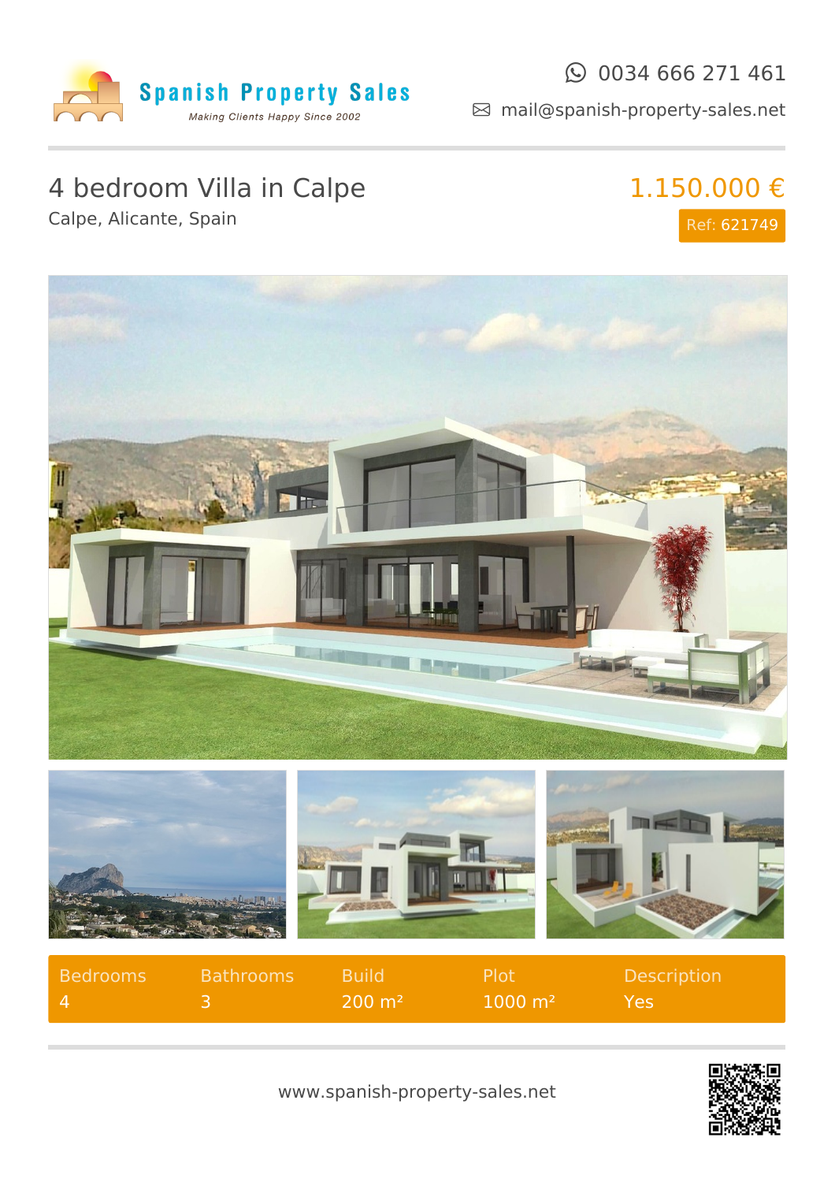Spanish Property Sales

*Making Clients Happy Since 2002*

0034 666 271 461

mail@spanish-property-sales.net

# 4 bedroom Villa in Calpe

Calpe, Alicante, Spain

**1.150.000 €**

Ref: 621749

| Bedrooms | Bathrooms | Build | Plot | Description |
|---|---|---|---|---|
| 4 | 3 | 200 m² | 1000 m² | Yes |

www.spanish-property-sales.net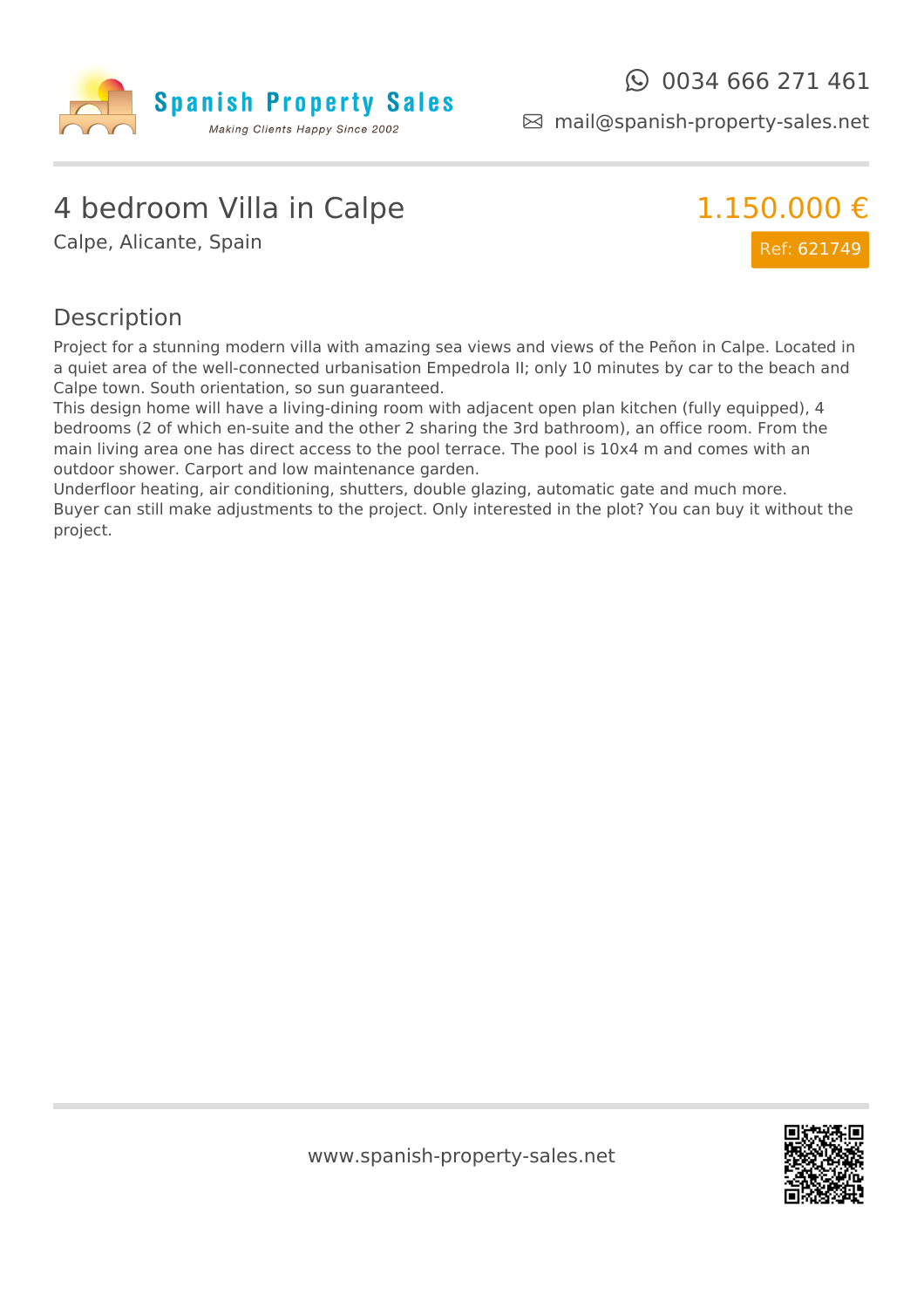Spanish Property Sales

*Making Clients Happy Since 2002*

0034 666 271 461

mail@spanish-property-sales.net

# 4 bedroom Villa in Calpe

Calpe, Alicante, Spain

1.150.000 €

Ref: 621749

## Description

Project for a stunning modern villa with amazing sea views and views of the Peñon in Calpe. Located in a quiet area of the well-connected urbanisation Empedrola II; only 10 minutes by car to the beach and Calpe town. South orientation, so sun guaranteed.
This design home will have a living-dining room with adjacent open plan kitchen (fully equipped), 4 bedrooms (2 of which en-suite and the other 2 sharing the 3rd bathroom), an office room. From the main living area one has direct access to the pool terrace. The pool is 10x4 m and comes with an outdoor shower. Carport and low maintenance garden.
Underfloor heating, air conditioning, shutters, double glazing, automatic gate and much more.
Buyer can still make adjustments to the project. Only interested in the plot? You can buy it without the project.

www.spanish-property-sales.net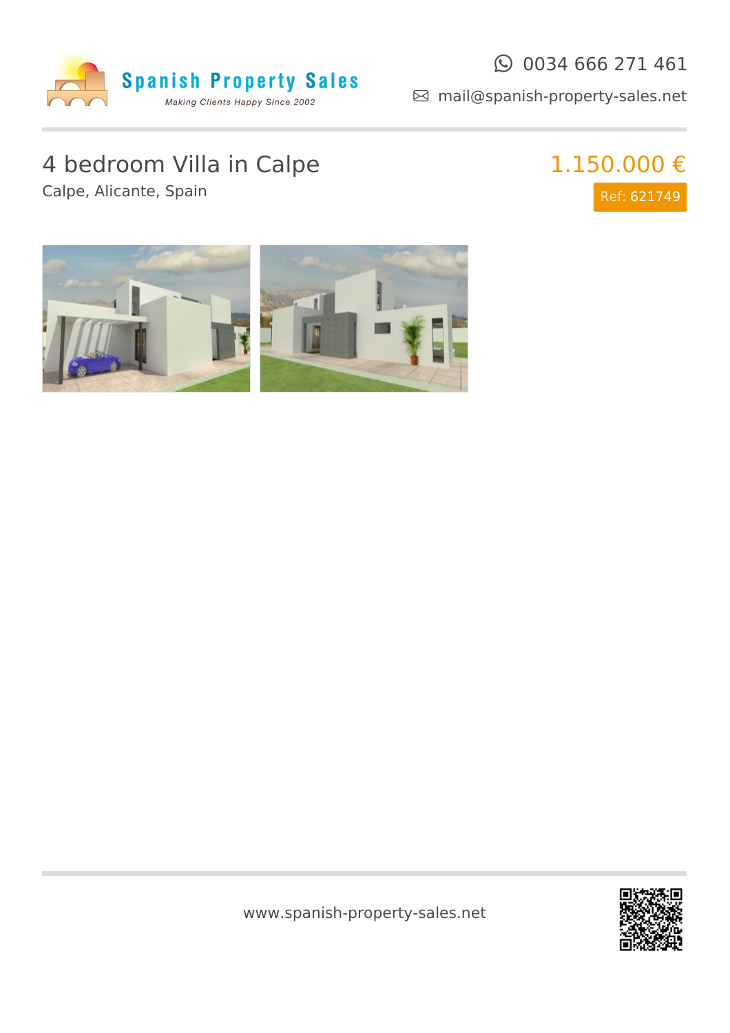Spanish Property Sales

Making Clients Happy Since 2002

0034 666 271 461

mail@spanish-property-sales.net

# 4 bedroom Villa in Calpe

Calpe, Alicante, Spain

1.150.000 €

Ref: 621749

www.spanish-property-sales.net